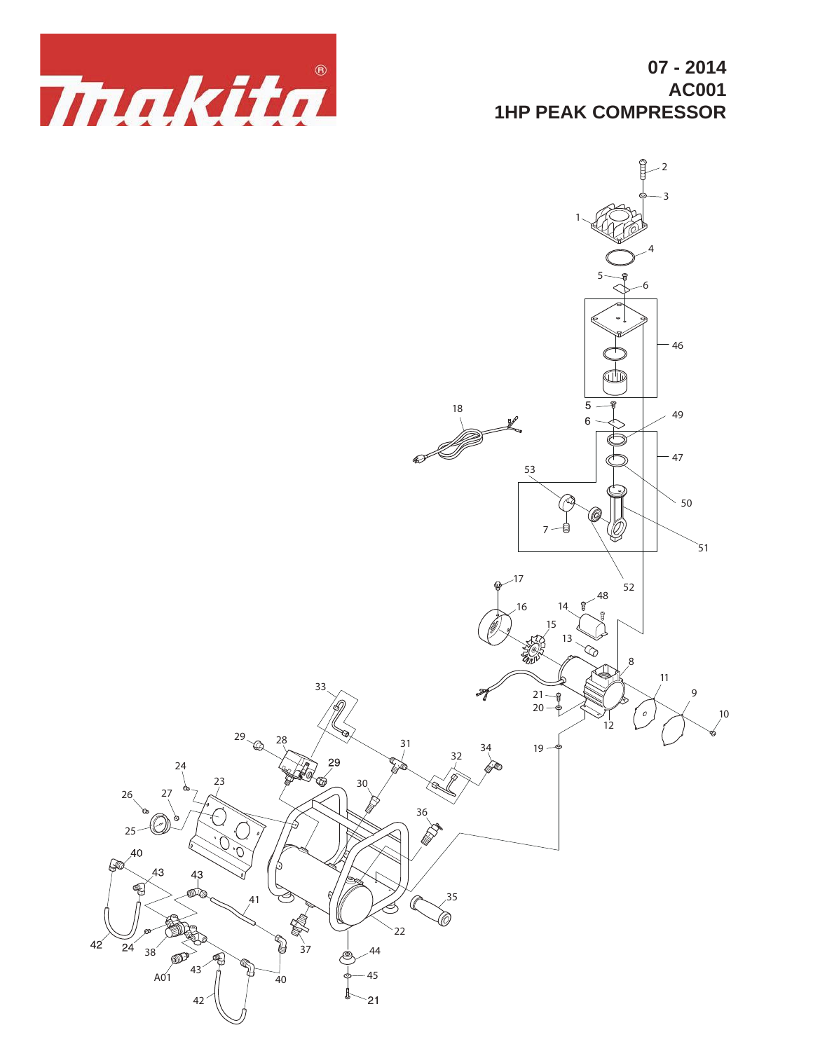# 07 - 2014
# AC001
# 1HP PEAK COMPRESSOR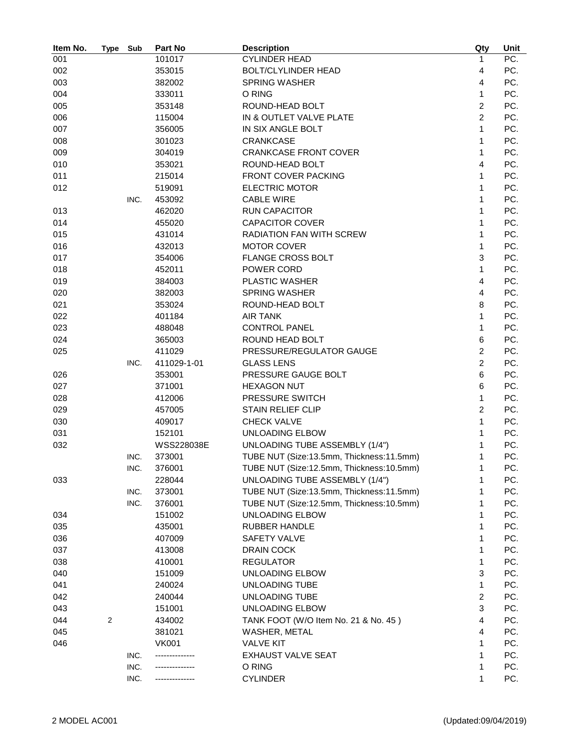| Item No. | Type | Sub | Part No | Description | Qty | Unit |
|---|---|---|---|---|---|---|
| 001 | | | 101017 | CYLINDER HEAD | 1 | PC. |
| 002 | | | 353015 | BOLT/CLYLINDER HEAD | 4 | PC. |
| 003 | | | 382002 | SPRING WASHER | 4 | PC. |
| 004 | | | 333011 | O RING | 1 | PC. |
| 005 | | | 353148 | ROUND-HEAD BOLT | 2 | PC. |
| 006 | | | 115004 | IN & OUTLET VALVE PLATE | 2 | PC. |
| 007 | | | 356005 | IN SIX ANGLE BOLT | 1 | PC. |
| 008 | | | 301023 | CRANKCASE | 1 | PC. |
| 009 | | | 304019 | CRANKCASE FRONT COVER | 1 | PC. |
| 010 | | | 353021 | ROUND-HEAD BOLT | 4 | PC. |
| 011 | | | 215014 | FRONT COVER PACKING | 1 | PC. |
| 012 | | | 519091 | ELECTRIC MOTOR | 1 | PC. |
| | | INC. | 453092 | CABLE WIRE | 1 | PC. |
| 013 | | | 462020 | RUN CAPACITOR | 1 | PC. |
| 014 | | | 455020 | CAPACITOR COVER | 1 | PC. |
| 015 | | | 431014 | RADIATION FAN WITH SCREW | 1 | PC. |
| 016 | | | 432013 | MOTOR COVER | 1 | PC. |
| 017 | | | 354006 | FLANGE CROSS BOLT | 3 | PC. |
| 018 | | | 452011 | POWER CORD | 1 | PC. |
| 019 | | | 384003 | PLASTIC WASHER | 4 | PC. |
| 020 | | | 382003 | SPRING WASHER | 4 | PC. |
| 021 | | | 353024 | ROUND-HEAD BOLT | 8 | PC. |
| 022 | | | 401184 | AIR TANK | 1 | PC. |
| 023 | | | 488048 | CONTROL PANEL | 1 | PC. |
| 024 | | | 365003 | ROUND HEAD BOLT | 6 | PC. |
| 025 | | | 411029 | PRESSURE/REGULATOR GAUGE | 2 | PC. |
| | | INC. | 411029-1-01 | GLASS LENS | 2 | PC. |
| 026 | | | 353001 | PRESSURE GAUGE BOLT | 6 | PC. |
| 027 | | | 371001 | HEXAGON NUT | 6 | PC. |
| 028 | | | 412006 | PRESSURE SWITCH | 1 | PC. |
| 029 | | | 457005 | STAIN RELIEF CLIP | 2 | PC. |
| 030 | | | 409017 | CHECK VALVE | 1 | PC. |
| 031 | | | 152101 | UNLOADING ELBOW | 1 | PC. |
| 032 | | | WSS228038E | UNLOADING TUBE ASSEMBLY (1/4") | 1 | PC. |
| | | INC. | 373001 | TUBE NUT (Size:13.5mm, Thickness:11.5mm) | 1 | PC. |
| | | INC. | 376001 | TUBE NUT (Size:12.5mm, Thickness:10.5mm) | 1 | PC. |
| 033 | | | 228044 | UNLOADING TUBE ASSEMBLY (1/4") | 1 | PC. |
| | | INC. | 373001 | TUBE NUT (Size:13.5mm, Thickness:11.5mm) | 1 | PC. |
| | | INC. | 376001 | TUBE NUT (Size:12.5mm, Thickness:10.5mm) | 1 | PC. |
| 034 | | | 151002 | UNLOADING ELBOW | 1 | PC. |
| 035 | | | 435001 | RUBBER HANDLE | 1 | PC. |
| 036 | | | 407009 | SAFETY VALVE | 1 | PC. |
| 037 | | | 413008 | DRAIN COCK | 1 | PC. |
| 038 | | | 410001 | REGULATOR | 1 | PC. |
| 040 | | | 151009 | UNLOADING ELBOW | 3 | PC. |
| 041 | | | 240024 | UNLOADING TUBE | 1 | PC. |
| 042 | | | 240044 | UNLOADING TUBE | 2 | PC. |
| 043 | | | 151001 | UNLOADING ELBOW | 3 | PC. |
| 044 | 2 | | 434002 | TANK FOOT (W/O Item No. 21 & No. 45 ) | 4 | PC. |
| 045 | | | 381021 | WASHER, METAL | 4 | PC. |
| 046 | | | VK001 | VALVE KIT | 1 | PC. |
| | | INC. | -------------- | EXHAUST VALVE SEAT | 1 | PC. |
| | | INC. | -------------- | O RING | 1 | PC. |
| | | INC. | -------------- | CYLINDER | 1 | PC. |

2 MODEL AC001 (Updated:09/04/2019)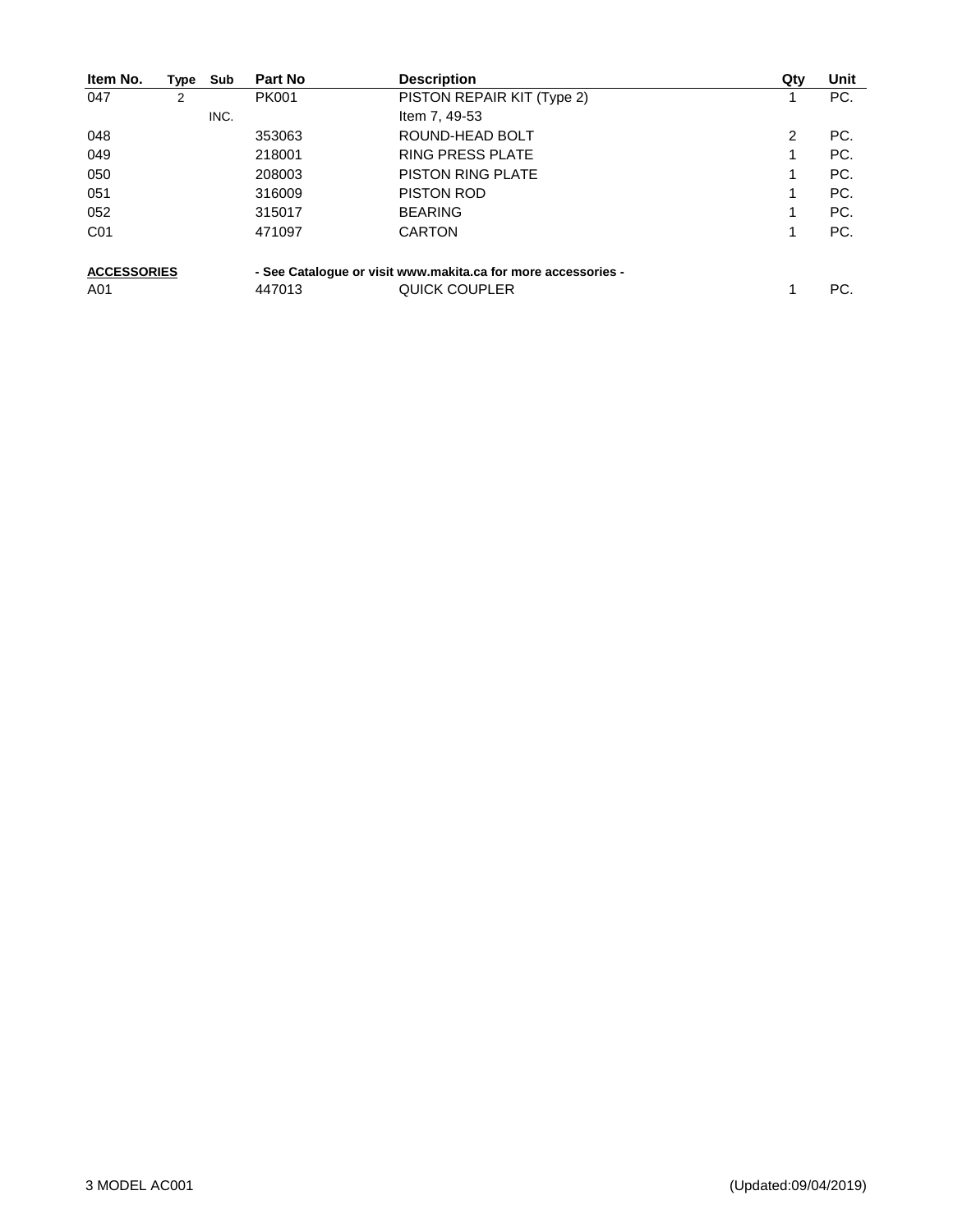| Item No. | Type | Sub | Part No | Description | Qty | Unit |
|---|---|---|---|---|---|---|
| 047 | 2 | | PK001 | PISTON REPAIR KIT (Type 2) | 1 | PC. |
| | | INC. | | Item 7, 49-53 | | |
| 048 | | | 353063 | ROUND-HEAD BOLT | 2 | PC. |
| 049 | | | 218001 | RING PRESS PLATE | 1 | PC. |
| 050 | | | 208003 | PISTON RING PLATE | 1 | PC. |
| 051 | | | 316009 | PISTON ROD | 1 | PC. |
| 052 | | | 315017 | BEARING | 1 | PC. |
| C01 | | | 471097 | CARTON | 1 | PC. |

**ACCESSORIES** **- See Catalogue or visit www.makita.ca for more accessories -**

| | | | | |
|---|---|---|---|---|
| A01 | 447013 | QUICK COUPLER | 1 | PC. |

3 MODEL AC001 (Updated:09/04/2019)